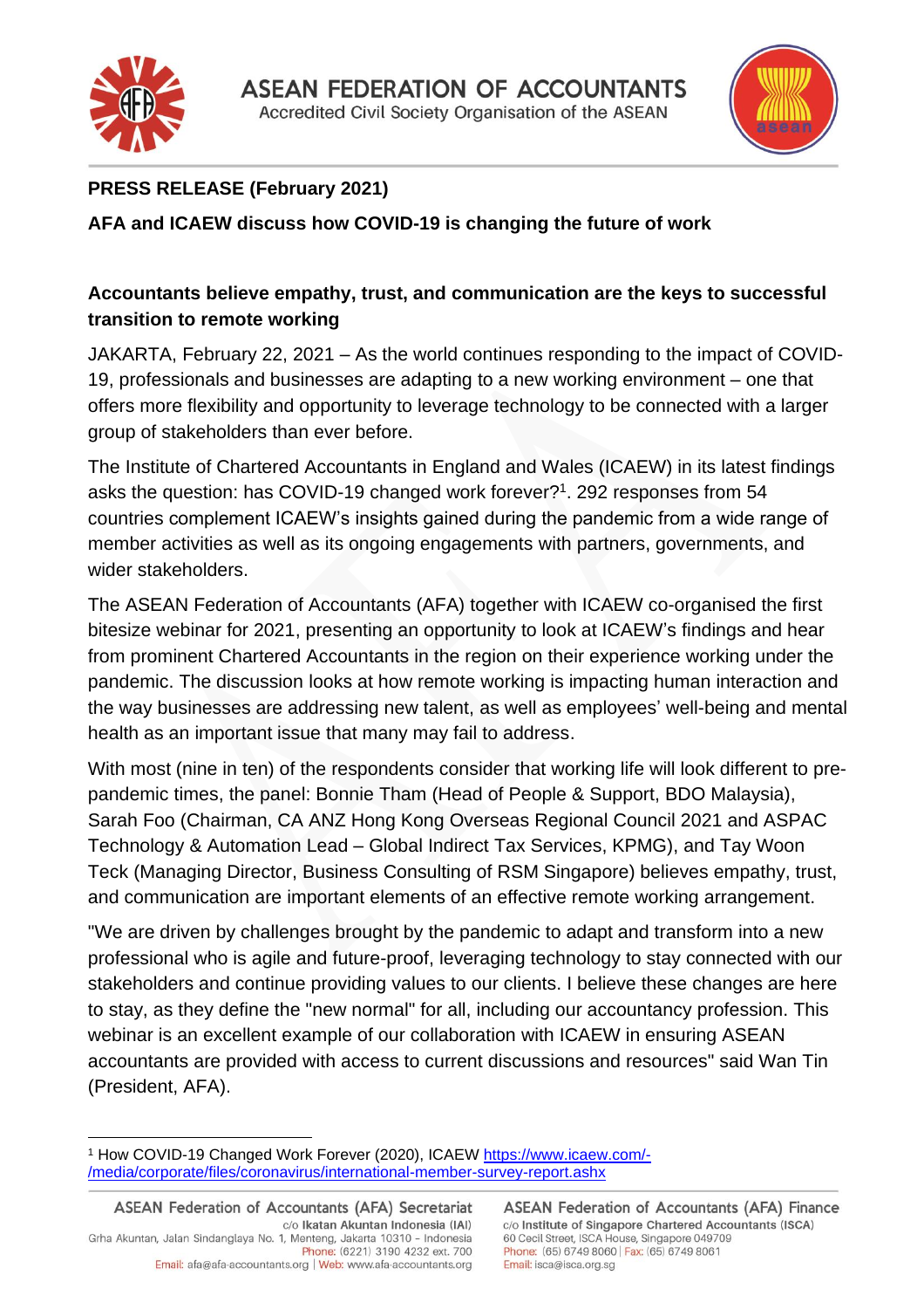# ASEAN FEDERATION OF ACCOUNTANTS

Accredited Civil Society Organisation of the ASEAN

**PRESS RELEASE (February 2021)**

**AFA and ICAEW discuss how COVID-19 is changing the future of work**

## Accountants believe empathy, trust, and communication are the keys to successful transition to remote working

JAKARTA, February 22, 2021 – As the world continues responding to the impact of COVID-19, professionals and businesses are adapting to a new working environment – one that offers more flexibility and opportunity to leverage technology to be connected with a larger group of stakeholders than ever before.

The Institute of Chartered Accountants in England and Wales (ICAEW) in its latest findings asks the question: has COVID-19 changed work forever?[1]. 292 responses from 54 countries complement ICAEW's insights gained during the pandemic from a wide range of member activities as well as its ongoing engagements with partners, governments, and wider stakeholders.

The ASEAN Federation of Accountants (AFA) together with ICAEW co-organised the first bitesize webinar for 2021, presenting an opportunity to look at ICAEW's findings and hear from prominent Chartered Accountants in the region on their experience working under the pandemic. The discussion looks at how remote working is impacting human interaction and the way businesses are addressing new talent, as well as employees' well-being and mental health as an important issue that many may fail to address.

With most (nine in ten) of the respondents consider that working life will look different to pre-pandemic times, the panel: Bonnie Tham (Head of People & Support, BDO Malaysia), Sarah Foo (Chairman, CA ANZ Hong Kong Overseas Regional Council 2021 and ASPAC Technology & Automation Lead – Global Indirect Tax Services, KPMG), and Tay Woon Teck (Managing Director, Business Consulting of RSM Singapore) believes empathy, trust, and communication are important elements of an effective remote working arrangement.

"We are driven by challenges brought by the pandemic to adapt and transform into a new professional who is agile and future-proof, leveraging technology to stay connected with our stakeholders and continue providing values to our clients. I believe these changes are here to stay, as they define the "new normal" for all, including our accountancy profession. This webinar is an excellent example of our collaboration with ICAEW in ensuring ASEAN accountants are provided with access to current discussions and resources" said Wan Tin (President, AFA).

---

[1] How COVID-19 Changed Work Forever (2020), ICAEW https://www.icaew.com/-/media/corporate/files/coronavirus/international-member-survey-report.ashx

**ASEAN Federation of Accountants (AFA) Secretariat**
c/o **Ikatan Akuntan Indonesia (IAI)**
Grha Akuntan, Jalan Sindanglaya No. 1, Menteng, Jakarta 10310 – Indonesia
Phone: (6221) 3190 4232 ext. 700
Email: afa@afa-accountants.org | Web: www.afa-accountants.org

**ASEAN Federation of Accountants (AFA) Finance**
c/o **Institute of Singapore Chartered Accountants (ISCA)**
60 Cecil Street, ISCA House, Singapore 049709
Phone: (65) 6749 8060 | Fax: (65) 6749 8061
Email: isca@isca.org.sg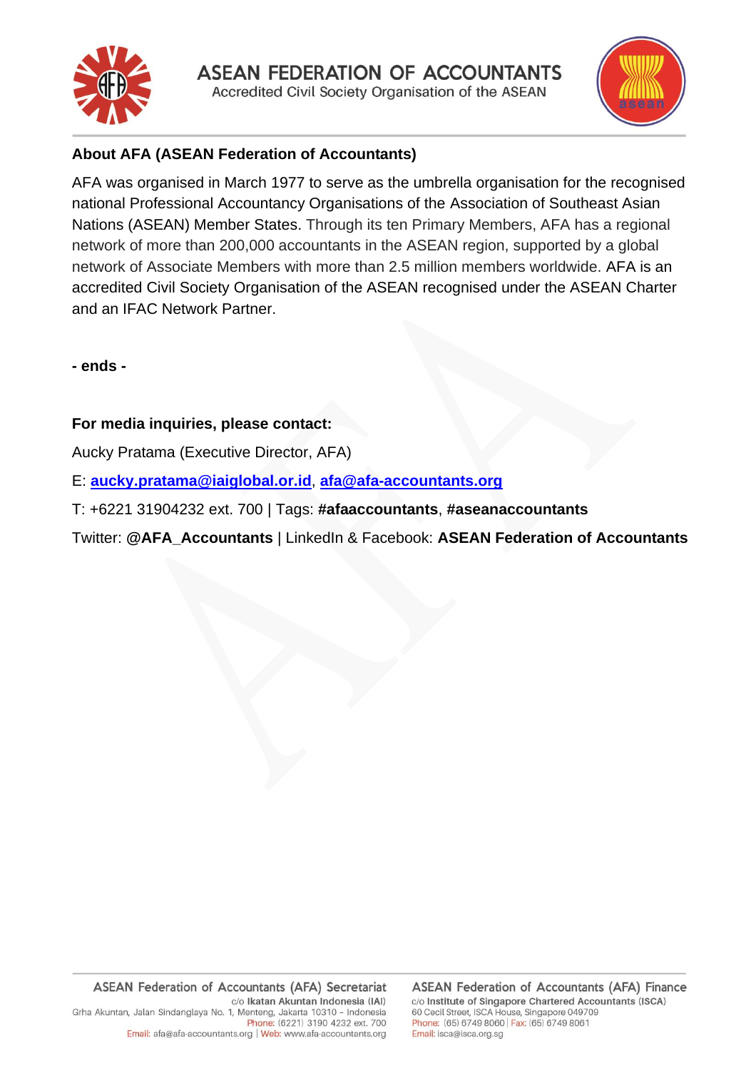## About AFA (ASEAN Federation of Accountants)

AFA was organised in March 1977 to serve as the umbrella organisation for the recognised national Professional Accountancy Organisations of the Association of Southeast Asian Nations (ASEAN) Member States. Through its ten Primary Members, AFA has a regional network of more than 200,000 accountants in the ASEAN region, supported by a global network of Associate Members with more than 2.5 million members worldwide. AFA is an accredited Civil Society Organisation of the ASEAN recognised under the ASEAN Charter and an IFAC Network Partner.

**- ends -**

**For media inquiries, please contact:**

Aucky Pratama (Executive Director, AFA)

E: **aucky.pratama@iaiglobal.or.id**, **afa@afa-accountants.org**

T: +6221 31904232 ext. 700 | Tags: **#afaaccountants**, **#aseanaccountants**

Twitter: **@AFA_Accountants** | LinkedIn & Facebook: **ASEAN Federation of Accountants**

ASEAN Federation of Accountants (AFA) Secretariat
c/o **Ikatan Akuntan Indonesia (IAI)**
Grha Akuntan, Jalan Sindanglaya No. 1, Menteng, Jakarta 10310 – Indonesia
Phone: (6221) 3190 4232 ext. 700
Email: afa@afa-accountants.org | Web: www.afa-accountants.org

ASEAN Federation of Accountants (AFA) Finance
c/o **Institute of Singapore Chartered Accountants (ISCA)**
60 Cecil Street, ISCA House, Singapore 049709
Phone: (65) 6749 8060 | Fax: (65) 6749 8061
Email: isca@isca.org.sg